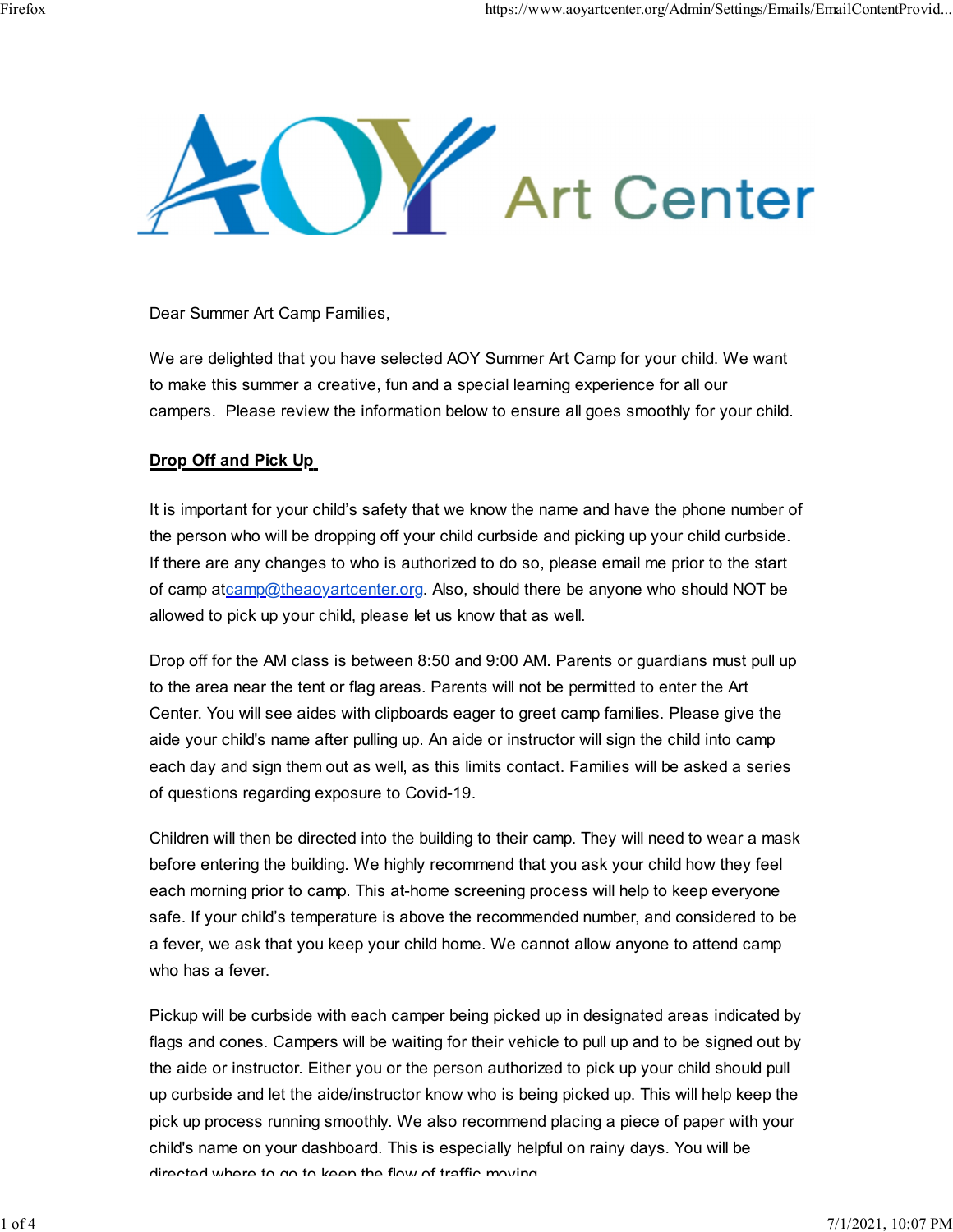AOY Art Center

Dear Summer Art Camp Families,

We are delighted that you have selected AOY Summer Art Camp for your child. We want to make this summer a creative, fun and a special learning experience for all our campers. Please review the information below to ensure all goes smoothly for your child.

**Drop Off and Pick Up**

It is important for your child's safety that we know the name and have the phone number of the person who will be dropping off your child curbside and picking up your child curbside. If there are any changes to who is authorized to do so, please email me prior to the start of camp atcamp@theaoyartcenter.org. Also, should there be anyone who should NOT be allowed to pick up your child, please let us know that as well.

Drop off for the AM class is between 8:50 and 9:00 AM. Parents or guardians must pull up to the area near the tent or flag areas. Parents will not be permitted to enter the Art Center. You will see aides with clipboards eager to greet camp families. Please give the aide your child's name after pulling up. An aide or instructor will sign the child into camp each day and sign them out as well, as this limits contact. Families will be asked a series of questions regarding exposure to Covid-19.

Children will then be directed into the building to their camp. They will need to wear a mask before entering the building. We highly recommend that you ask your child how they feel each morning prior to camp. This at-home screening process will help to keep everyone safe. If your child's temperature is above the recommended number, and considered to be a fever, we ask that you keep your child home. We cannot allow anyone to attend camp who has a fever.

Pickup will be curbside with each camper being picked up in designated areas indicated by flags and cones. Campers will be waiting for their vehicle to pull up and to be signed out by the aide or instructor. Either you or the person authorized to pick up your child should pull up curbside and let the aide/instructor know who is being picked up. This will help keep the pick up process running smoothly. We also recommend placing a piece of paper with your child's name on your dashboard. This is especially helpful on rainy days. You will be directed where to go to keep the flow of traffic moving.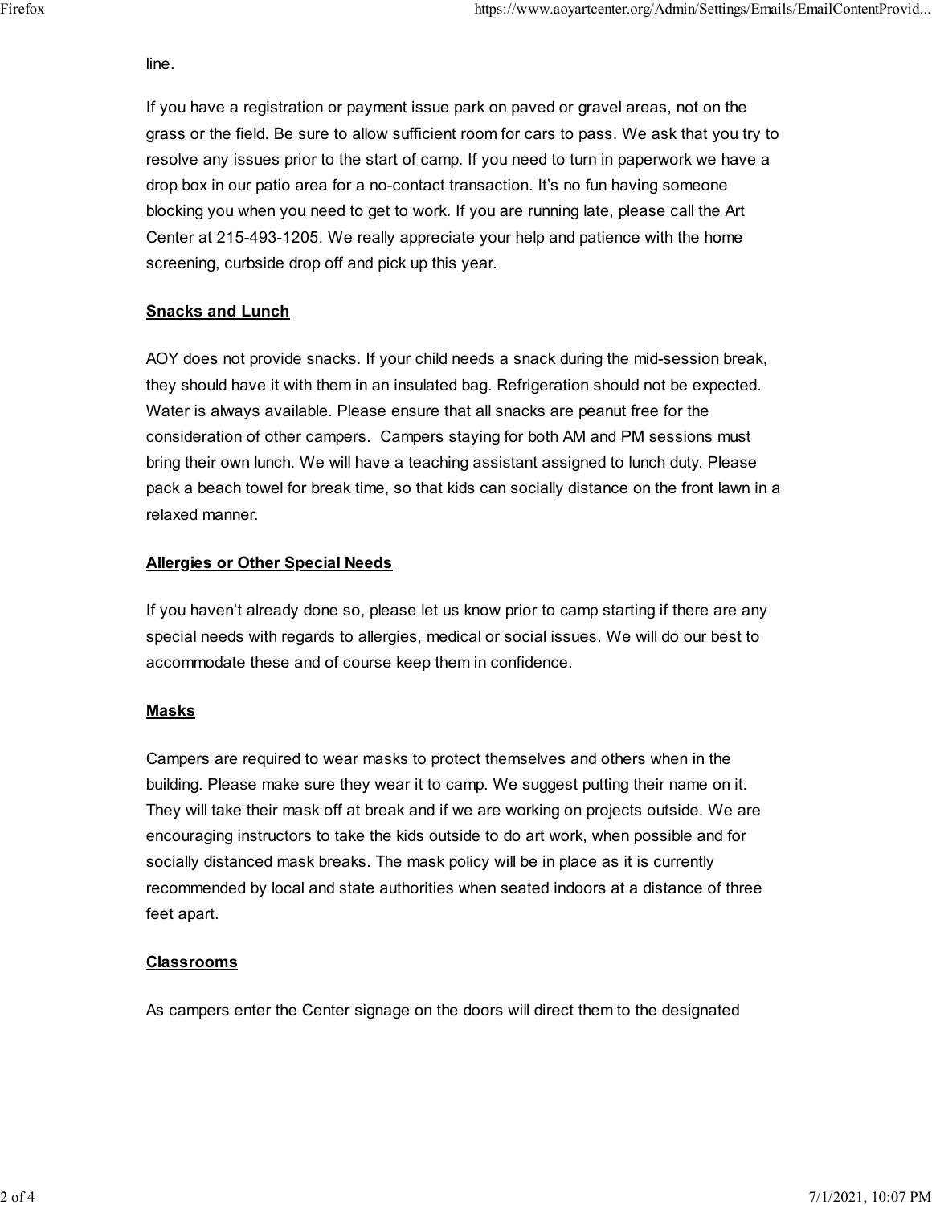line.

If you have a registration or payment issue park on paved or gravel areas, not on the grass or the field. Be sure to allow sufficient room for cars to pass. We ask that you try to resolve any issues prior to the start of camp. If you need to turn in paperwork we have a drop box in our patio area for a no-contact transaction. It's no fun having someone blocking you when you need to get to work. If you are running late, please call the Art Center at 215-493-1205. We really appreciate your help and patience with the home screening, curbside drop off and pick up this year.

**Snacks and Lunch**

AOY does not provide snacks. If your child needs a snack during the mid-session break, they should have it with them in an insulated bag. Refrigeration should not be expected. Water is always available. Please ensure that all snacks are peanut free for the consideration of other campers.  Campers staying for both AM and PM sessions must bring their own lunch. We will have a teaching assistant assigned to lunch duty. Please pack a beach towel for break time, so that kids can socially distance on the front lawn in a relaxed manner.

**Allergies or Other Special Needs**

If you haven't already done so, please let us know prior to camp starting if there are any special needs with regards to allergies, medical or social issues. We will do our best to accommodate these and of course keep them in confidence.

**Masks**

Campers are required to wear masks to protect themselves and others when in the building. Please make sure they wear it to camp. We suggest putting their name on it. They will take their mask off at break and if we are working on projects outside. We are encouraging instructors to take the kids outside to do art work, when possible and for socially distanced mask breaks. The mask policy will be in place as it is currently recommended by local and state authorities when seated indoors at a distance of three feet apart.

**Classrooms**

As campers enter the Center signage on the doors will direct them to the designated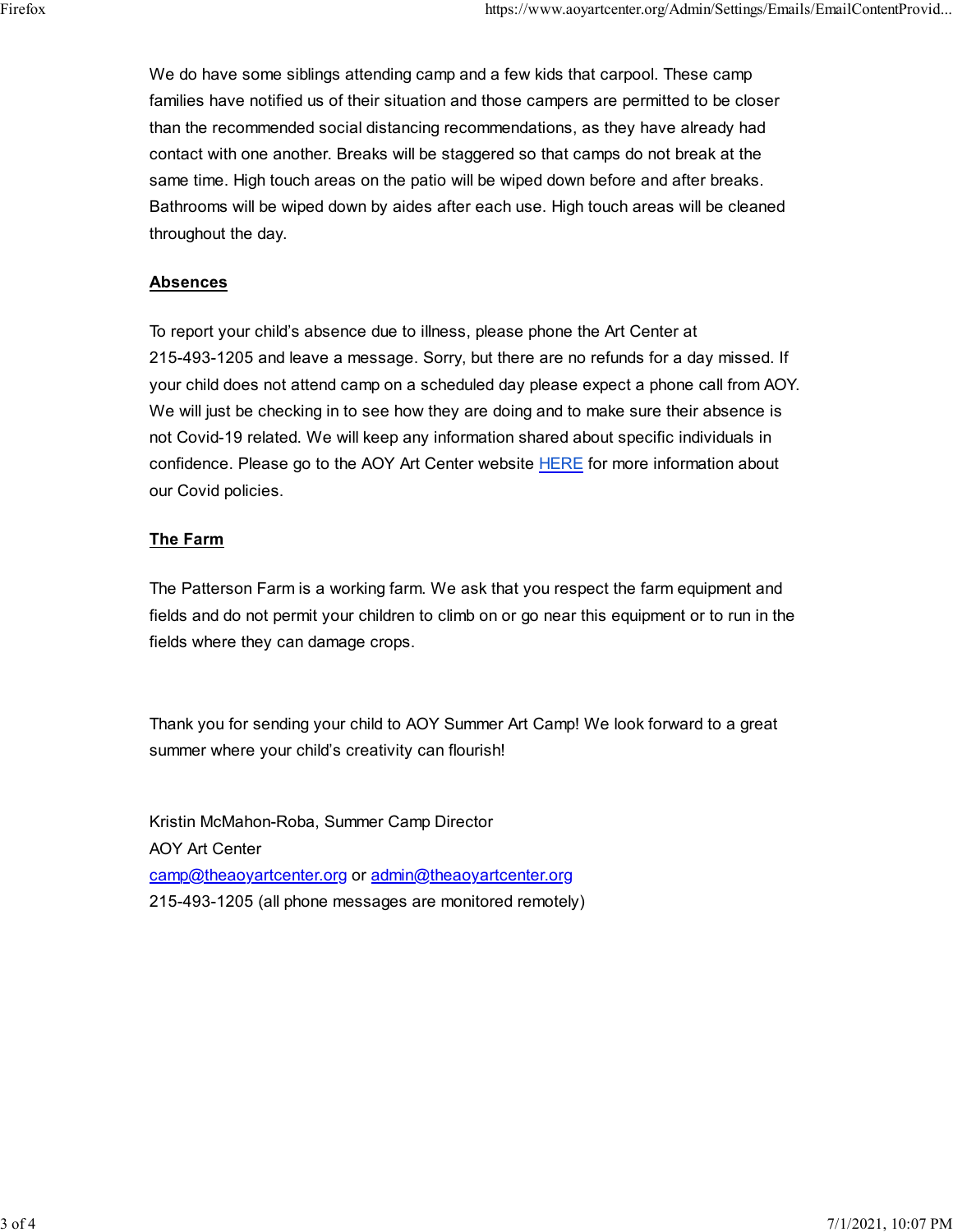We do have some siblings attending camp and a few kids that carpool. These camp families have notified us of their situation and those campers are permitted to be closer than the recommended social distancing recommendations, as they have already had contact with one another. Breaks will be staggered so that camps do not break at the same time. High touch areas on the patio will be wiped down before and after breaks. Bathrooms will be wiped down by aides after each use. High touch areas will be cleaned throughout the day.

## **Absences**

To report your child's absence due to illness, please phone the Art Center at 215-493-1205 and leave a message. Sorry, but there are no refunds for a day missed. If your child does not attend camp on a scheduled day please expect a phone call from AOY. We will just be checking in to see how they are doing and to make sure their absence is not Covid-19 related. We will keep any information shared about specific individuals in confidence. Please go to the AOY Art Center website HERE for more information about our Covid policies.

## **The Farm**

The Patterson Farm is a working farm. We ask that you respect the farm equipment and fields and do not permit your children to climb on or go near this equipment or to run in the fields where they can damage crops.

Thank you for sending your child to AOY Summer Art Camp! We look forward to a great summer where your child's creativity can flourish!

Kristin McMahon-Roba, Summer Camp Director
AOY Art Center
camp@theaoyartcenter.org or admin@theaoyartcenter.org
215-493-1205 (all phone messages are monitored remotely)